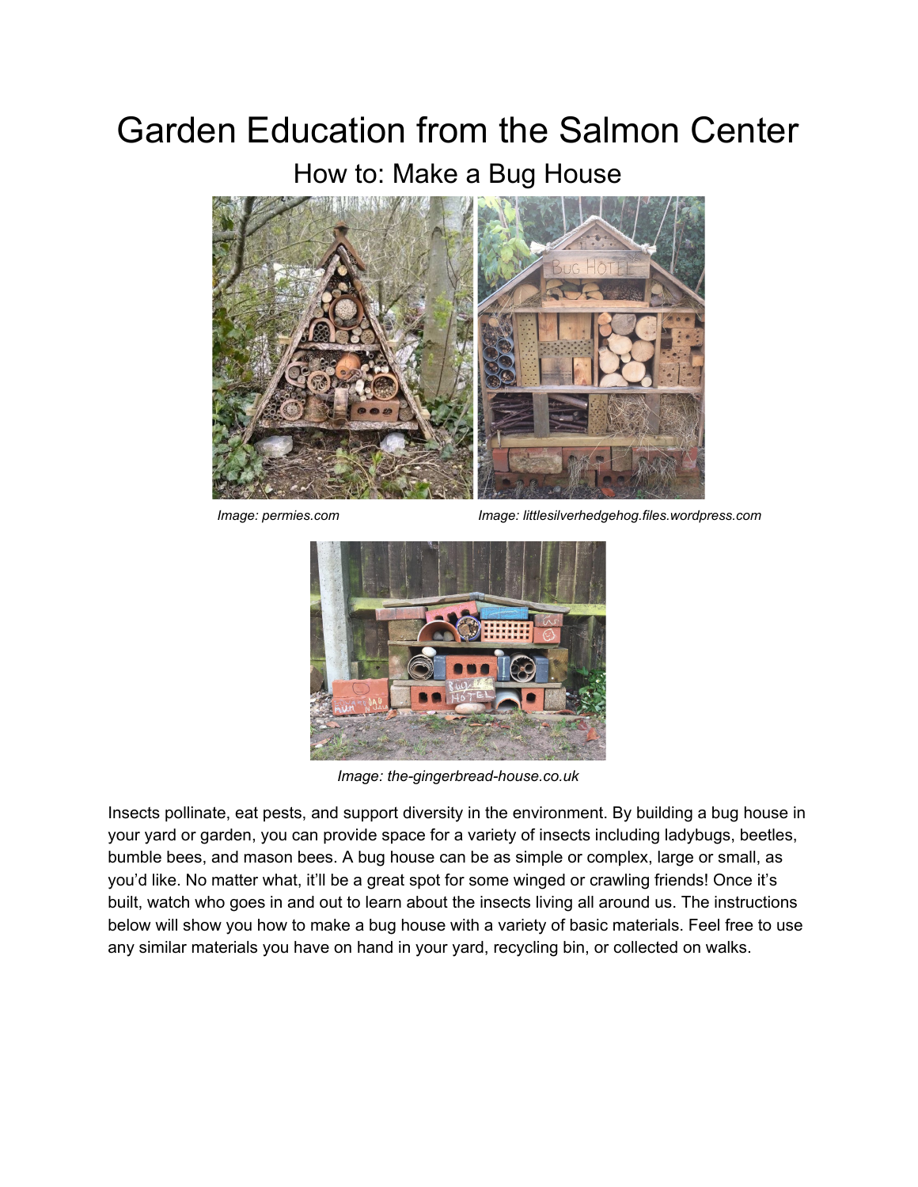# Garden Education from the Salmon Center

## How to: Make a Bug House

*Image: permies.com*

*Image: littlesilverhedgehog.files.wordpress.com*

*Image: the-gingerbread-house.co.uk*

Insects pollinate, eat pests, and support diversity in the environment. By building a bug house in your yard or garden, you can provide space for a variety of insects including ladybugs, beetles, bumble bees, and mason bees. A bug house can be as simple or complex, large or small, as you'd like. No matter what, it'll be a great spot for some winged or crawling friends! Once it's built, watch who goes in and out to learn about the insects living all around us. The instructions below will show you how to make a bug house with a variety of basic materials. Feel free to use any similar materials you have on hand in your yard, recycling bin, or collected on walks.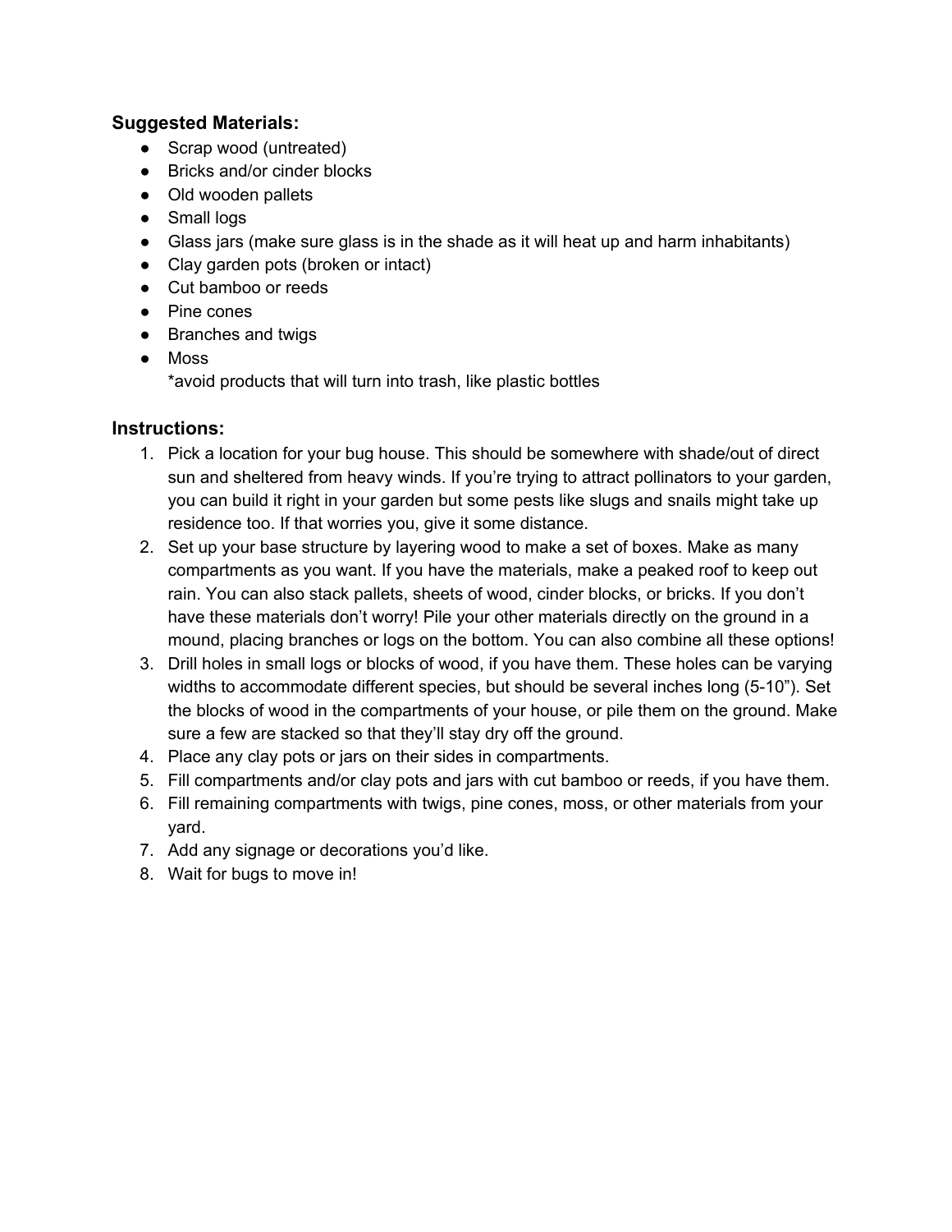**Suggested Materials:**

- Scrap wood (untreated)
- Bricks and/or cinder blocks
- Old wooden pallets
- Small logs
- Glass jars (make sure glass is in the shade as it will heat up and harm inhabitants)
- Clay garden pots (broken or intact)
- Cut bamboo or reeds
- Pine cones
- Branches and twigs
- Moss

  *avoid products that will turn into trash, like plastic bottles

## Instructions:

1. Pick a location for your bug house. This should be somewhere with shade/out of direct sun and sheltered from heavy winds. If you're trying to attract pollinators to your garden, you can build it right in your garden but some pests like slugs and snails might take up residence too. If that worries you, give it some distance.
2. Set up your base structure by layering wood to make a set of boxes. Make as many compartments as you want. If you have the materials, make a peaked roof to keep out rain. You can also stack pallets, sheets of wood, cinder blocks, or bricks. If you don't have these materials don't worry! Pile your other materials directly on the ground in a mound, placing branches or logs on the bottom. You can also combine all these options!
3. Drill holes in small logs or blocks of wood, if you have them. These holes can be varying widths to accommodate different species, but should be several inches long (5-10"). Set the blocks of wood in the compartments of your house, or pile them on the ground. Make sure a few are stacked so that they'll stay dry off the ground.
4. Place any clay pots or jars on their sides in compartments.
5. Fill compartments and/or clay pots and jars with cut bamboo or reeds, if you have them.
6. Fill remaining compartments with twigs, pine cones, moss, or other materials from your yard.
7. Add any signage or decorations you'd like.
8. Wait for bugs to move in!